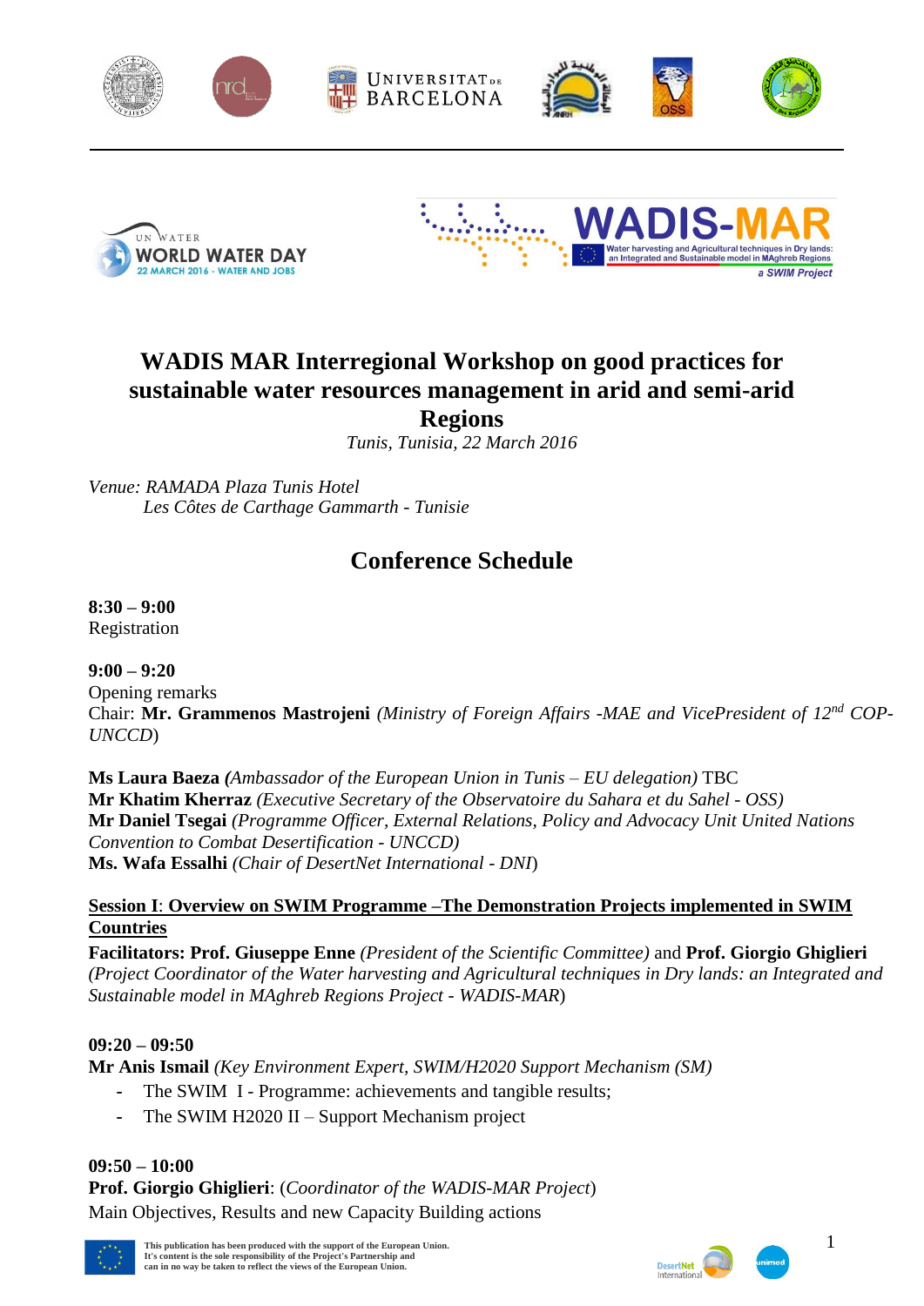# WADIS MAR Interregional Workshop on good practices for sustainable water resources management in arid and semi-arid Regions

*Tunis, Tunisia, 22 March 2016*

*Venue: RAMADA Plaza Tunis Hotel*
*Les Côtes de Carthage Gammarth - Tunisie*

## Conference Schedule

**8:30 – 9:00**
Registration

**9:00 – 9:20**
Opening remarks
Chair: **Mr. Grammenos Mastrojeni** *(Ministry of Foreign Affairs -MAE and VicePresident of 12nd COP-UNCCD)*

**Ms Laura Baeza** *(Ambassador of the European Union in Tunis – EU delegation)* TBC
**Mr Khatim Kherraz** *(Executive Secretary of the Observatoire du Sahara et du Sahel - OSS)*
**Mr Daniel Tsegai** *(Programme Officer, External Relations, Policy and Advocacy Unit United Nations Convention to Combat Desertification - UNCCD)*
**Ms. Wafa Essalhi** *(Chair of DesertNet International - DNI)*

**<u>Session I: Overview on SWIM Programme –The Demonstration Projects implemented in SWIM Countries</u>**

**Facilitators: Prof. Giuseppe Enne** *(President of the Scientific Committee)* and **Prof. Giorgio Ghiglieri** *(Project Coordinator of the Water harvesting and Agricultural techniques in Dry lands: an Integrated and Sustainable model in MAghreb Regions Project - WADIS-MAR)*

**09:20 – 09:50**
**Mr Anis Ismail** *(Key Environment Expert, SWIM/H2020 Support Mechanism (SM)*
- The SWIM I - Programme: achievements and tangible results;
- The SWIM H2020 II – Support Mechanism project

**09:50 – 10:00**
**Prof. Giorgio Ghiglieri**: (*Coordinator of the WADIS-MAR Project*)
Main Objectives, Results and new Capacity Building actions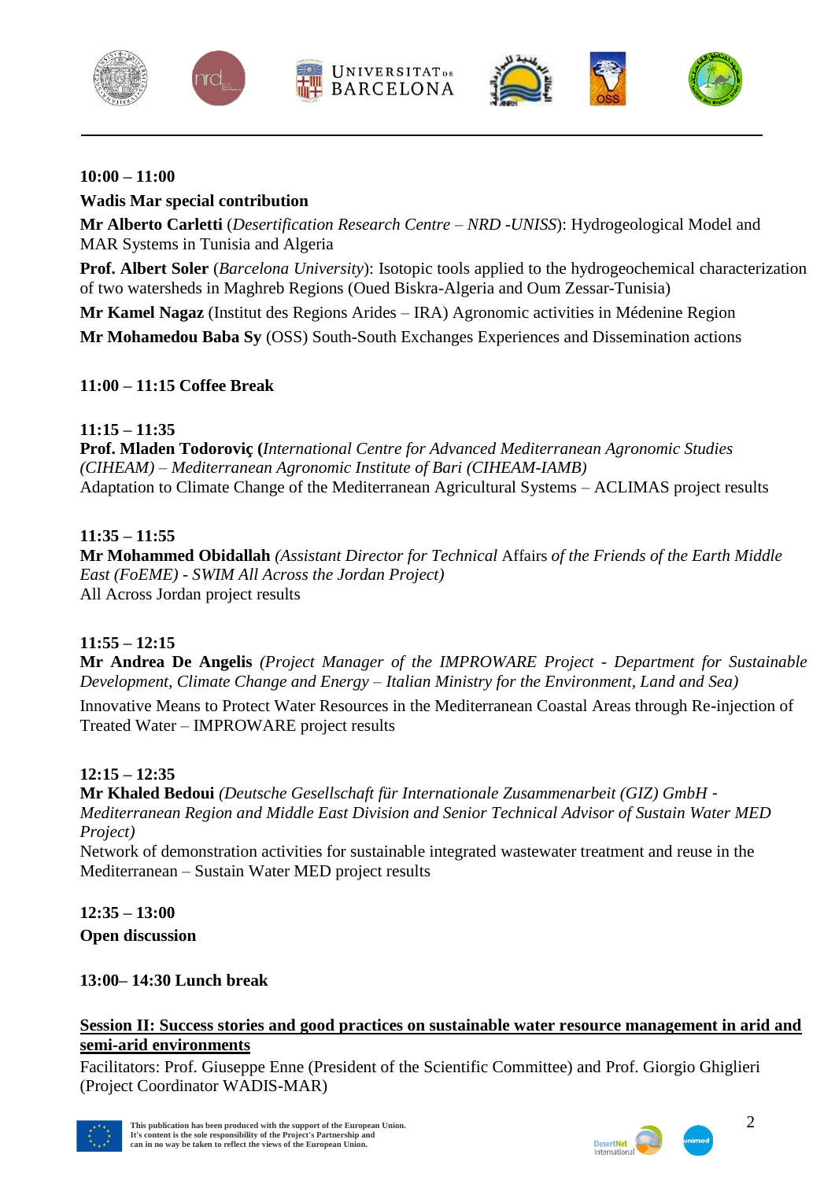**10:00 – 11:00**

**Wadis Mar special contribution**

**Mr Alberto Carletti** (*Desertification Research Centre – NRD -UNISS*): Hydrogeological Model and MAR Systems in Tunisia and Algeria

**Prof. Albert Soler** (*Barcelona University*): Isotopic tools applied to the hydrogeochemical characterization of two watersheds in Maghreb Regions (Oued Biskra-Algeria and Oum Zessar-Tunisia)

**Mr Kamel Nagaz** (Institut des Regions Arides – IRA) Agronomic activities in Médenine Region

**Mr Mohamedou Baba Sy** (OSS) South-South Exchanges Experiences and Dissemination actions

**11:00 – 11:15 Coffee Break**

**11:15 – 11:35**
**Prof. Mladen Todoroviç (***International Centre for Advanced Mediterranean Agronomic Studies (CIHEAM) – Mediterranean Agronomic Institute of Bari (CIHEAM-IAMB)*
Adaptation to Climate Change of the Mediterranean Agricultural Systems – ACLIMAS project results

**11:35 – 11:55**
**Mr Mohammed Obidallah** *(Assistant Director for Technical* Affairs *of the Friends of the Earth Middle East (FoEME) - SWIM All Across the Jordan Project)*
All Across Jordan project results

**11:55 – 12:15**
**Mr Andrea De Angelis** *(Project Manager of the IMPROWARE Project - Department for Sustainable Development, Climate Change and Energy – Italian Ministry for the Environment, Land and Sea)*

Innovative Means to Protect Water Resources in the Mediterranean Coastal Areas through Re-injection of Treated Water – IMPROWARE project results

**12:15 – 12:35**
**Mr Khaled Bedoui** *(Deutsche Gesellschaft für Internationale Zusammenarbeit (GIZ) GmbH - Mediterranean Region and Middle East Division and Senior Technical Advisor of Sustain Water MED Project)*
Network of demonstration activities for sustainable integrated wastewater treatment and reuse in the Mediterranean – Sustain Water MED project results

**12:35 – 13:00**

**Open discussion**

**13:00– 14:30 Lunch break**

## Session II: Success stories and good practices on sustainable water resource management in arid and semi-arid environments

Facilitators: Prof. Giuseppe Enne (President of the Scientific Committee) and Prof. Giorgio Ghiglieri (Project Coordinator WADIS-MAR)

This publication has been produced with the support of the European Union. It's content is the sole responsibility of the Project's Partnership and can in no way be taken to reflect the views of the European Union.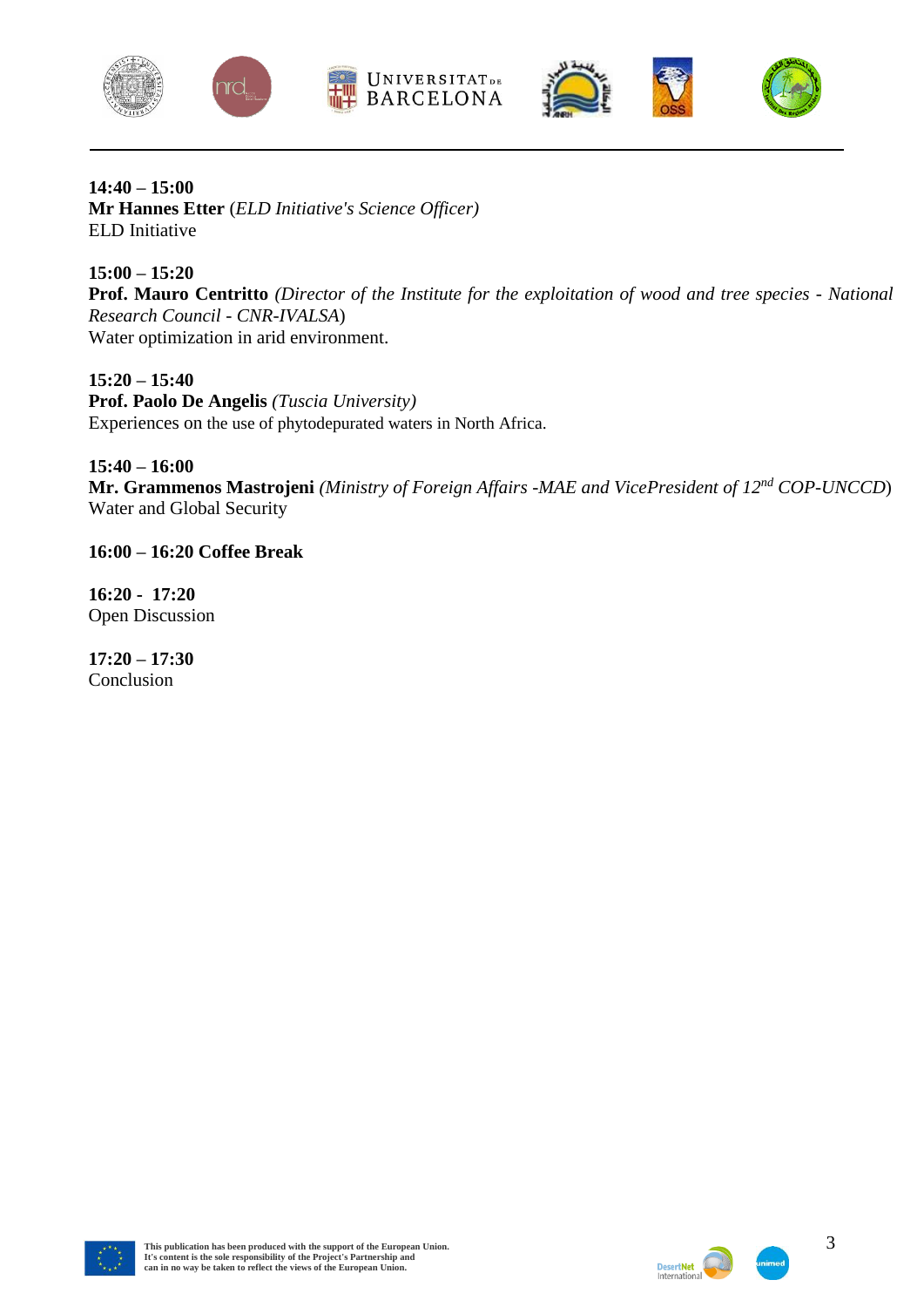**14:40 – 15:00**
**Mr Hannes Etter** (*ELD Initiative's Science Officer)*
ELD Initiative

**15:00 – 15:20**
**Prof. Mauro Centritto** *(Director of the Institute for the exploitation of wood and tree species - National Research Council - CNR-IVALSA*)
Water optimization in arid environment.

**15:20 – 15:40**
**Prof. Paolo De Angelis** *(Tuscia University)*
Experiences on the use of phytodepurated waters in North Africa.

**15:40 – 16:00**
**Mr. Grammenos Mastrojeni** *(Ministry of Foreign Affairs -MAE and VicePresident of 12*$^{nd}$ *COP-UNCCD*)
Water and Global Security

**16:00 – 16:20 Coffee Break**

**16:20 - 17:20**
Open Discussion

**17:20 – 17:30**
Conclusion

**This publication has been produced with the support of the European Union. It's content is the sole responsibility of the Project's Partnership and can in no way be taken to reflect the views of the European Union.**